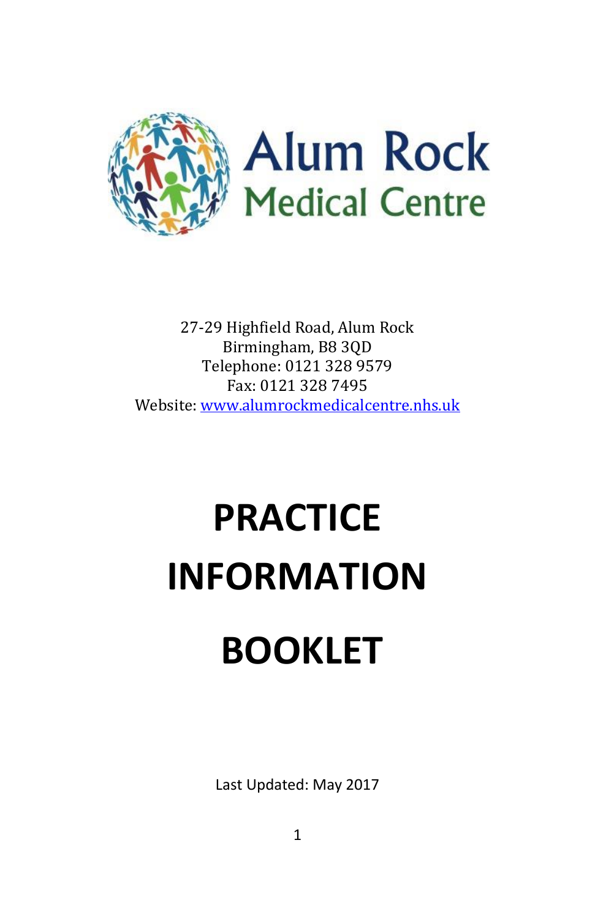Alum Rock
Medical Centre

27-29 Highfield Road, Alum Rock
Birmingham, B8 3QD
Telephone: 0121 328 9579
Fax: 0121 328 7495
Website: [www.alumrockmedicalcentre.nhs.uk](http://www.alumrockmedicalcentre.nhs.uk)

# PRACTICE INFORMATION BOOKLET

Last Updated: May 2017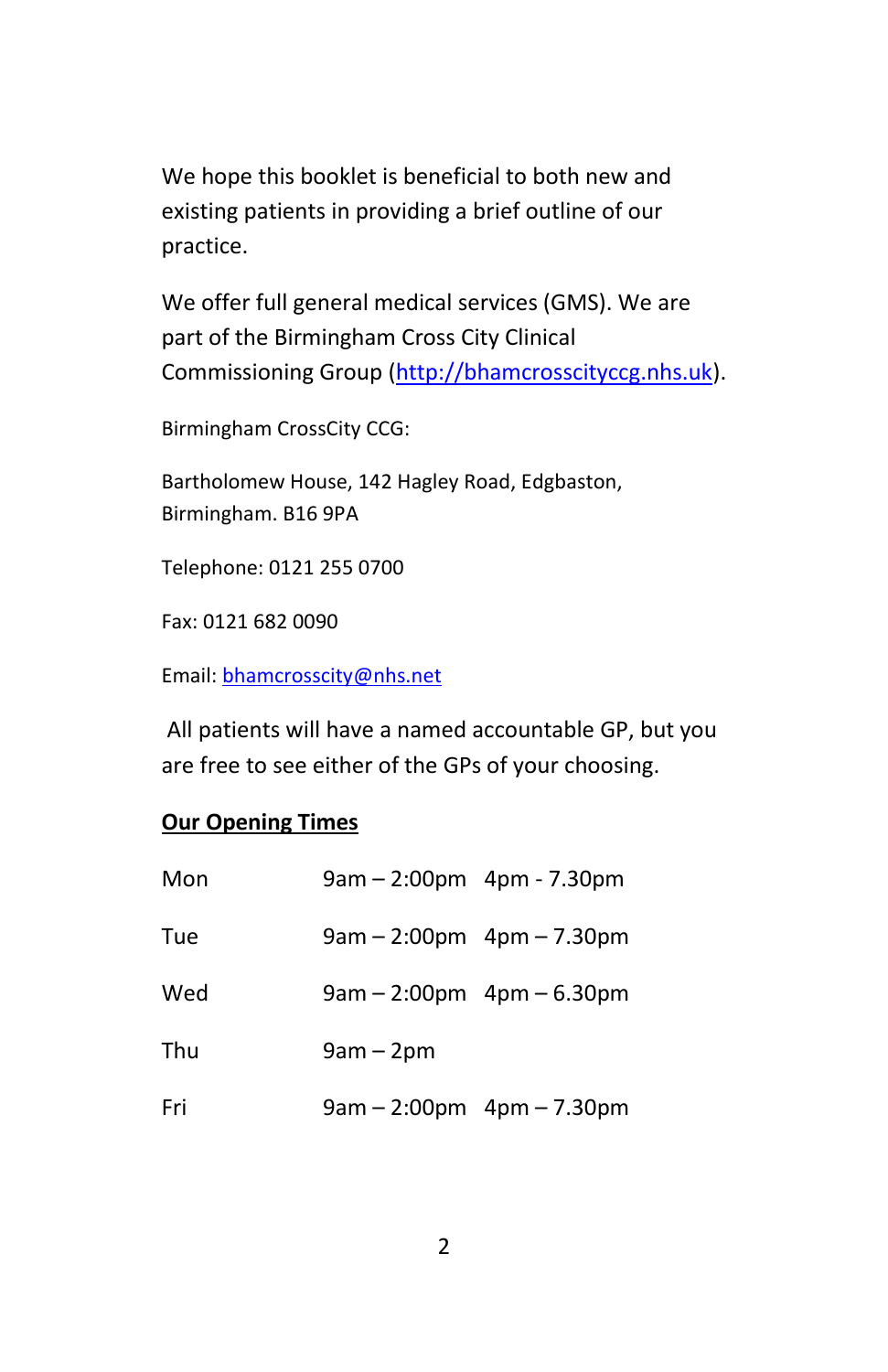We hope this booklet is beneficial to both new and existing patients in providing a brief outline of our practice.

We offer full general medical services (GMS). We are part of the Birmingham Cross City Clinical Commissioning Group (http://bhamcrosscityccg.nhs.uk).

Birmingham CrossCity CCG:

Bartholomew House, 142 Hagley Road, Edgbaston, Birmingham. B16 9PA

Telephone: 0121 255 0700

Fax: 0121 682 0090

Email: bhamcrosscity@nhs.net

All patients will have a named accountable GP, but you are free to see either of the GPs of your choosing.

**Our Opening Times**

| | | |
|---|---|---|
| Mon | 9am – 2:00pm | 4pm - 7.30pm |
| Tue | 9am – 2:00pm | 4pm – 7.30pm |
| Wed | 9am – 2:00pm | 4pm – 6.30pm |
| Thu | 9am – 2pm | |
| Fri | 9am – 2:00pm | 4pm – 7.30pm |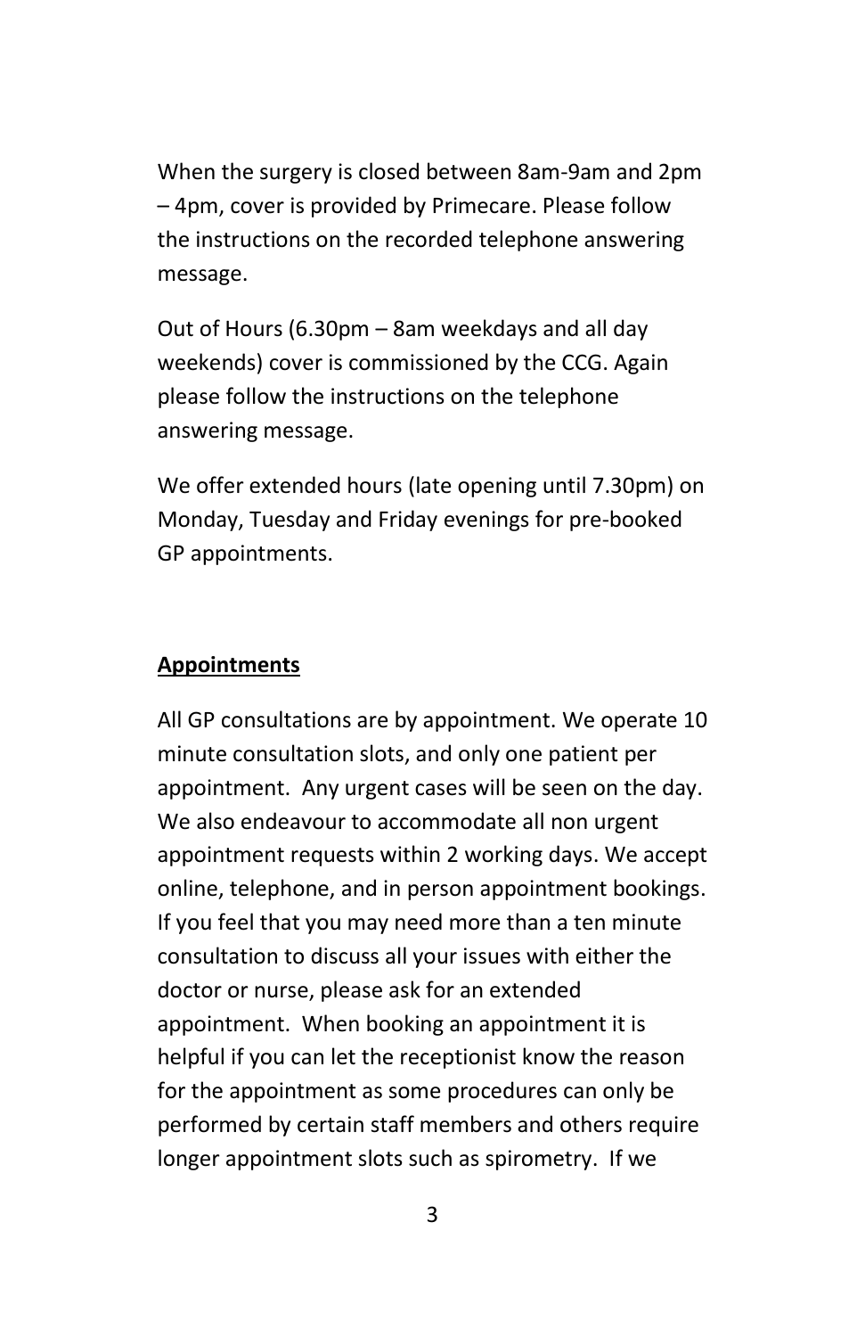When the surgery is closed between 8am-9am and 2pm – 4pm, cover is provided by Primecare. Please follow the instructions on the recorded telephone answering message.

Out of Hours (6.30pm – 8am weekdays and all day weekends) cover is commissioned by the CCG. Again please follow the instructions on the telephone answering message.

We offer extended hours (late opening until 7.30pm) on Monday, Tuesday and Friday evenings for pre-booked GP appointments.

## Appointments

All GP consultations are by appointment. We operate 10 minute consultation slots, and only one patient per appointment. Any urgent cases will be seen on the day. We also endeavour to accommodate all non urgent appointment requests within 2 working days. We accept online, telephone, and in person appointment bookings. If you feel that you may need more than a ten minute consultation to discuss all your issues with either the doctor or nurse, please ask for an extended appointment. When booking an appointment it is helpful if you can let the receptionist know the reason for the appointment as some procedures can only be performed by certain staff members and others require longer appointment slots such as spirometry. If we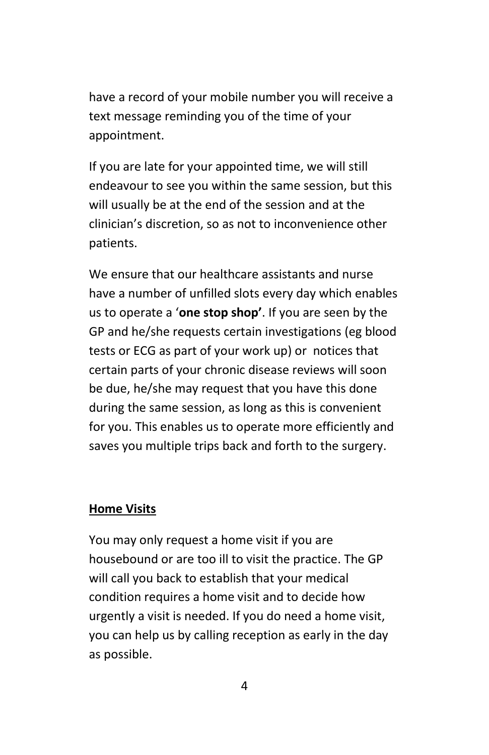have a record of your mobile number you will receive a text message reminding you of the time of your appointment.

If you are late for your appointed time, we will still endeavour to see you within the same session, but this will usually be at the end of the session and at the clinician's discretion, so as not to inconvenience other patients.

We ensure that our healthcare assistants and nurse have a number of unfilled slots every day which enables us to operate a '**one stop shop'**. If you are seen by the GP and he/she requests certain investigations (eg blood tests or ECG as part of your work up) or notices that certain parts of your chronic disease reviews will soon be due, he/she may request that you have this done during the same session, as long as this is convenient for you. This enables us to operate more efficiently and saves you multiple trips back and forth to the surgery.

## Home Visits

You may only request a home visit if you are housebound or are too ill to visit the practice. The GP will call you back to establish that your medical condition requires a home visit and to decide how urgently a visit is needed. If you do need a home visit, you can help us by calling reception as early in the day as possible.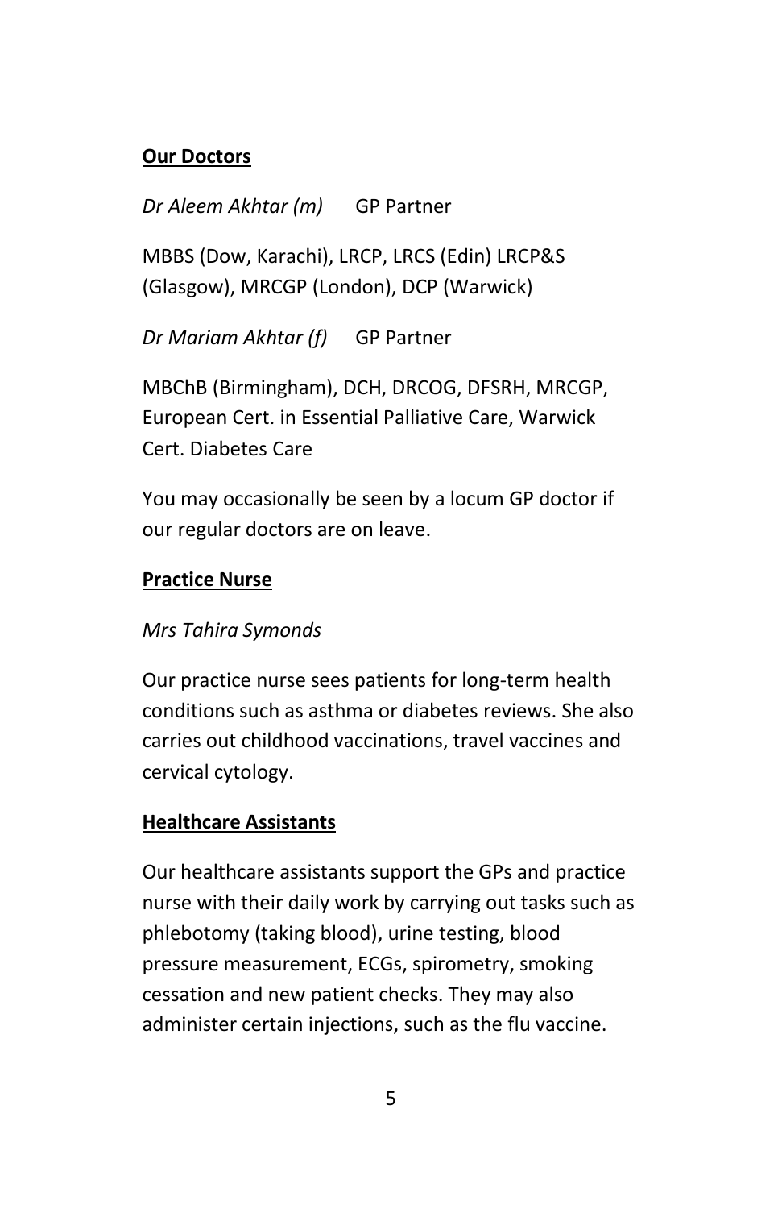## Our Doctors

*Dr Aleem Akhtar (m)* GP Partner

MBBS (Dow, Karachi), LRCP, LRCS (Edin) LRCP&S (Glasgow), MRCGP (London), DCP (Warwick)

*Dr Mariam Akhtar (f)* GP Partner

MBChB (Birmingham), DCH, DRCOG, DFSRH, MRCGP, European Cert. in Essential Palliative Care, Warwick Cert. Diabetes Care

You may occasionally be seen by a locum GP doctor if our regular doctors are on leave.

## Practice Nurse

*Mrs Tahira Symonds*

Our practice nurse sees patients for long-term health conditions such as asthma or diabetes reviews. She also carries out childhood vaccinations, travel vaccines and cervical cytology.

## Healthcare Assistants

Our healthcare assistants support the GPs and practice nurse with their daily work by carrying out tasks such as phlebotomy (taking blood), urine testing, blood pressure measurement, ECGs, spirometry, smoking cessation and new patient checks. They may also administer certain injections, such as the flu vaccine.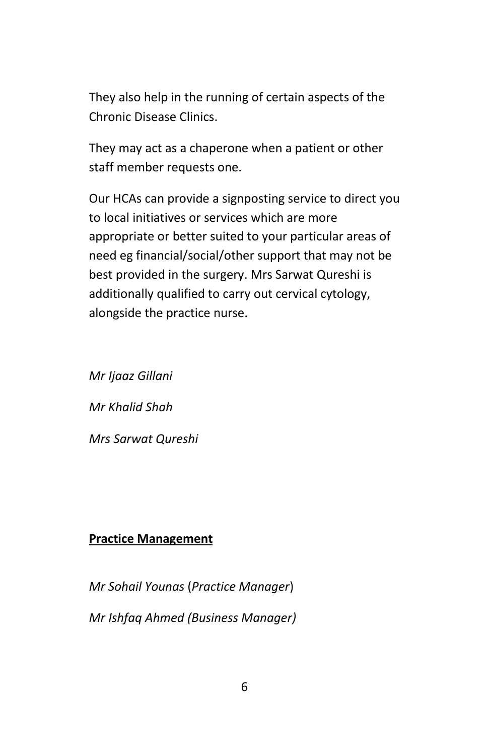They also help in the running of certain aspects of the Chronic Disease Clinics.

They may act as a chaperone when a patient or other staff member requests one.

Our HCAs can provide a signposting service to direct you to local initiatives or services which are more appropriate or better suited to your particular areas of need eg financial/social/other support that may not be best provided in the surgery. Mrs Sarwat Qureshi is additionally qualified to carry out cervical cytology, alongside the practice nurse.

*Mr Ijaaz Gillani*

*Mr Khalid Shah*

*Mrs Sarwat Qureshi*

## Practice Management

*Mr Sohail Younas* (*Practice Manager*)

*Mr Ishfaq Ahmed (Business Manager)*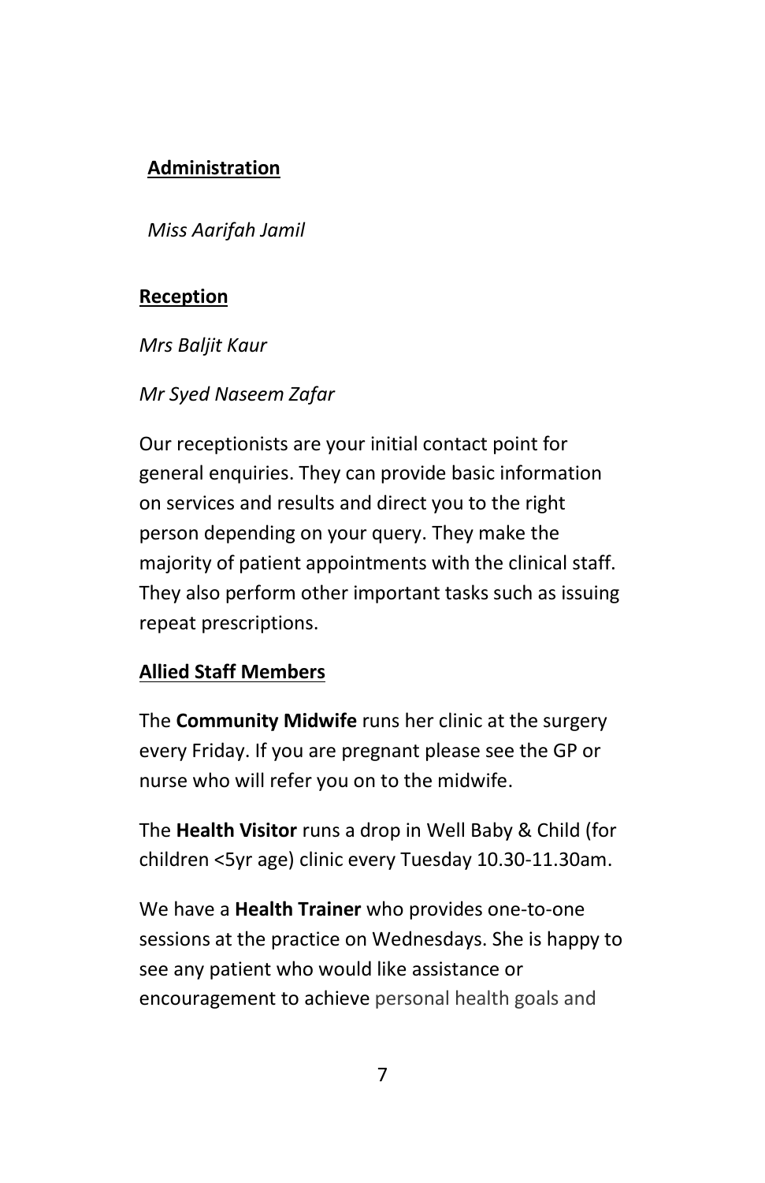## Administration

*Miss Aarifah Jamil*

## Reception

*Mrs Baljit Kaur*

*Mr Syed Naseem Zafar*

Our receptionists are your initial contact point for general enquiries. They can provide basic information on services and results and direct you to the right person depending on your query. They make the majority of patient appointments with the clinical staff. They also perform other important tasks such as issuing repeat prescriptions.

## Allied Staff Members

The **Community Midwife** runs her clinic at the surgery every Friday. If you are pregnant please see the GP or nurse who will refer you on to the midwife.

The **Health Visitor** runs a drop in Well Baby & Child (for children <5yr age) clinic every Tuesday 10.30-11.30am.

We have a **Health Trainer** who provides one-to-one sessions at the practice on Wednesdays. She is happy to see any patient who would like assistance or encouragement to achieve personal health goals and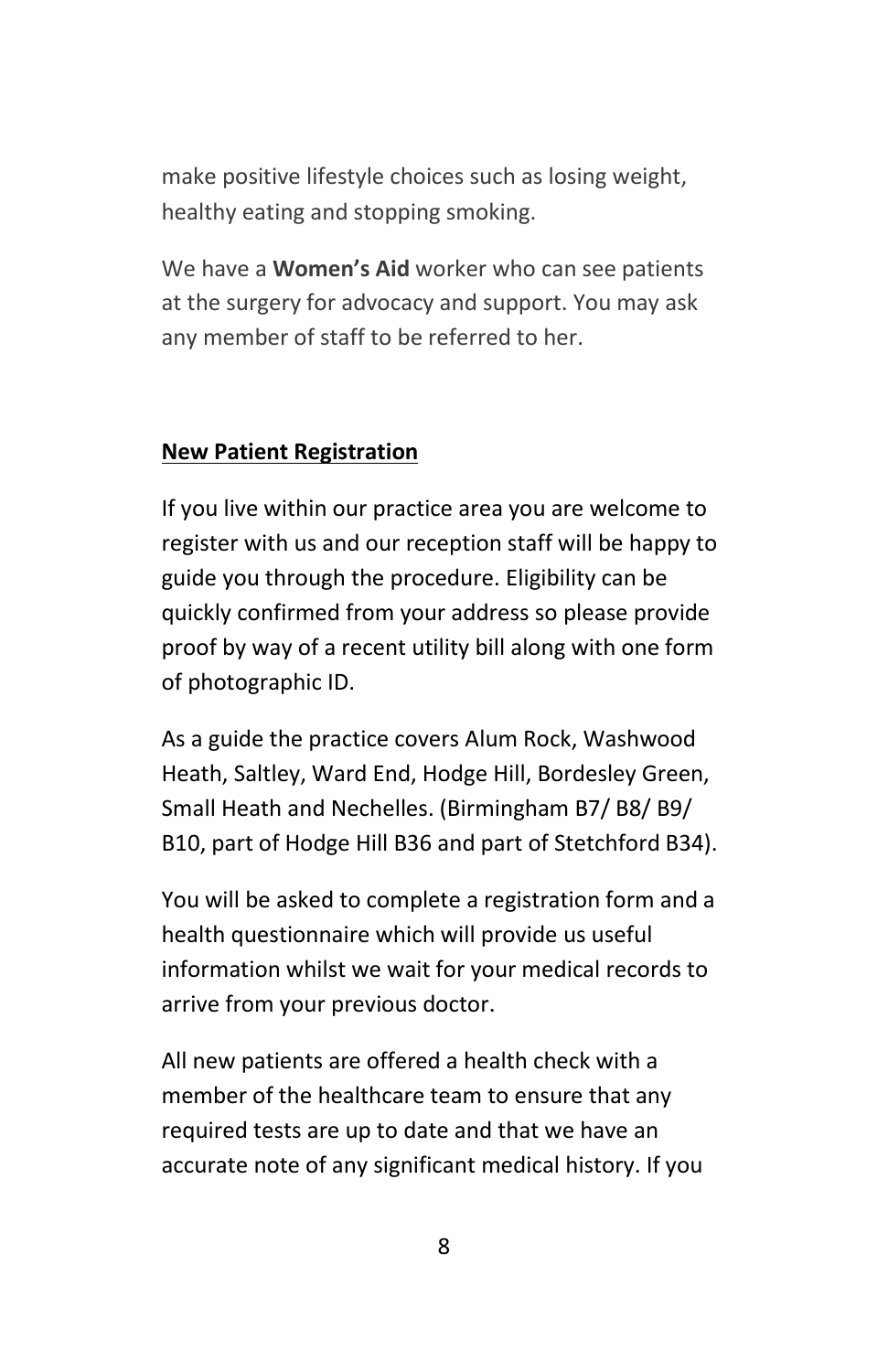make positive lifestyle choices such as losing weight, healthy eating and stopping smoking.

We have a **Women's Aid** worker who can see patients at the surgery for advocacy and support. You may ask any member of staff to be referred to her.

## New Patient Registration

If you live within our practice area you are welcome to register with us and our reception staff will be happy to guide you through the procedure. Eligibility can be quickly confirmed from your address so please provide proof by way of a recent utility bill along with one form of photographic ID.

As a guide the practice covers Alum Rock, Washwood Heath, Saltley, Ward End, Hodge Hill, Bordesley Green, Small Heath and Nechelles. (Birmingham B7/ B8/ B9/ B10, part of Hodge Hill B36 and part of Stetchford B34).

You will be asked to complete a registration form and a health questionnaire which will provide us useful information whilst we wait for your medical records to arrive from your previous doctor.

All new patients are offered a health check with a member of the healthcare team to ensure that any required tests are up to date and that we have an accurate note of any significant medical history. If you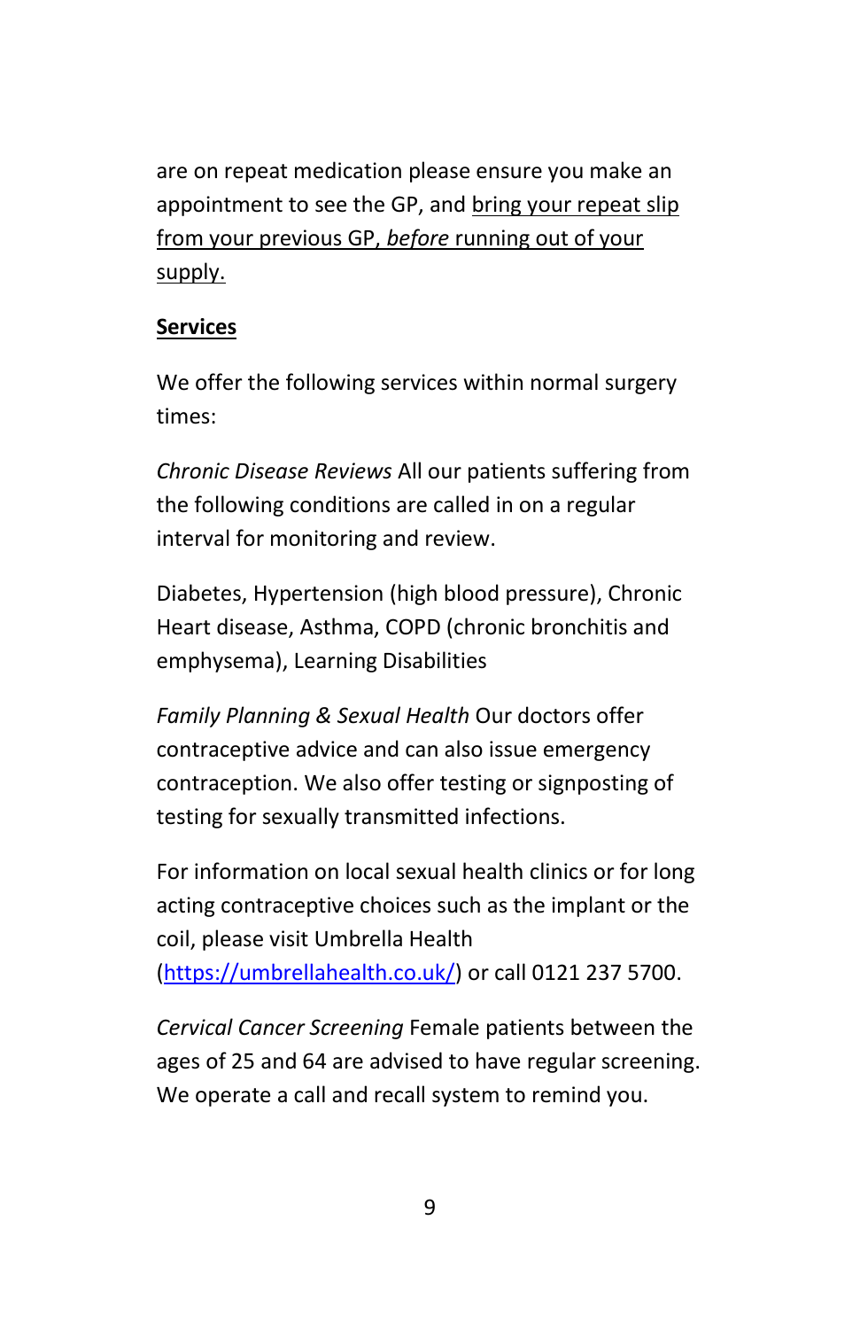are on repeat medication please ensure you make an appointment to see the GP, and <u>bring your repeat slip from your previous GP, *before* running out of your supply.</u>

## **<u>Services</u>**

We offer the following services within normal surgery times:

*Chronic Disease Reviews* All our patients suffering from the following conditions are called in on a regular interval for monitoring and review.

Diabetes, Hypertension (high blood pressure), Chronic Heart disease, Asthma, COPD (chronic bronchitis and emphysema), Learning Disabilities

*Family Planning & Sexual Health* Our doctors offer contraceptive advice and can also issue emergency contraception. We also offer testing or signposting of testing for sexually transmitted infections.

For information on local sexual health clinics or for long acting contraceptive choices such as the implant or the coil, please visit Umbrella Health ([https://umbrellahealth.co.uk/](https://umbrellahealth.co.uk/)) or call 0121 237 5700.

*Cervical Cancer Screening* Female patients between the ages of 25 and 64 are advised to have regular screening. We operate a call and recall system to remind you.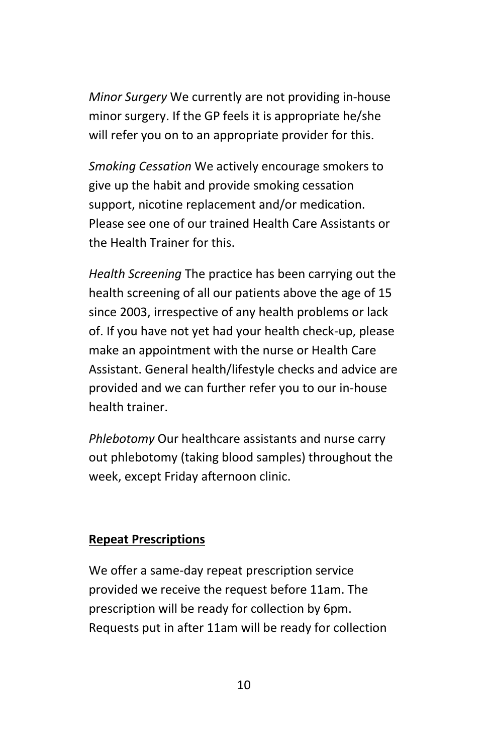*Minor Surgery* We currently are not providing in-house minor surgery. If the GP feels it is appropriate he/she will refer you on to an appropriate provider for this.

*Smoking Cessation* We actively encourage smokers to give up the habit and provide smoking cessation support, nicotine replacement and/or medication. Please see one of our trained Health Care Assistants or the Health Trainer for this.

*Health Screening* The practice has been carrying out the health screening of all our patients above the age of 15 since 2003, irrespective of any health problems or lack of. If you have not yet had your health check-up, please make an appointment with the nurse or Health Care Assistant. General health/lifestyle checks and advice are provided and we can further refer you to our in-house health trainer.

*Phlebotomy* Our healthcare assistants and nurse carry out phlebotomy (taking blood samples) throughout the week, except Friday afternoon clinic.

## Repeat Prescriptions

We offer a same-day repeat prescription service provided we receive the request before 11am. The prescription will be ready for collection by 6pm. Requests put in after 11am will be ready for collection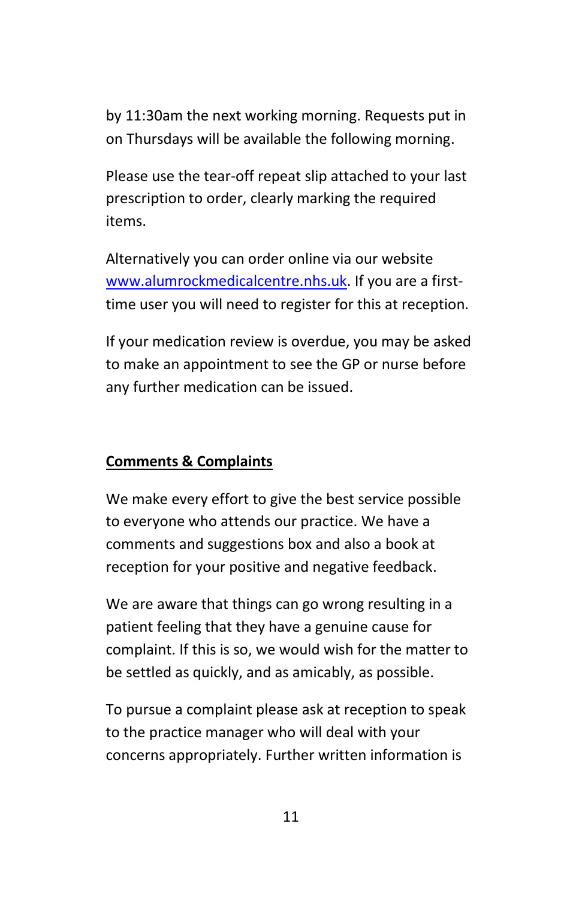by 11:30am the next working morning. Requests put in on Thursdays will be available the following morning.

Please use the tear-off repeat slip attached to your last prescription to order, clearly marking the required items.

Alternatively you can order online via our website [www.alumrockmedicalcentre.nhs.uk](http://www.alumrockmedicalcentre.nhs.uk). If you are a first-time user you will need to register for this at reception.

If your medication review is overdue, you may be asked to make an appointment to see the GP or nurse before any further medication can be issued.

## Comments & Complaints

We make every effort to give the best service possible to everyone who attends our practice. We have a comments and suggestions box and also a book at reception for your positive and negative feedback.

We are aware that things can go wrong resulting in a patient feeling that they have a genuine cause for complaint. If this is so, we would wish for the matter to be settled as quickly, and as amicably, as possible.

To pursue a complaint please ask at reception to speak to the practice manager who will deal with your concerns appropriately. Further written information is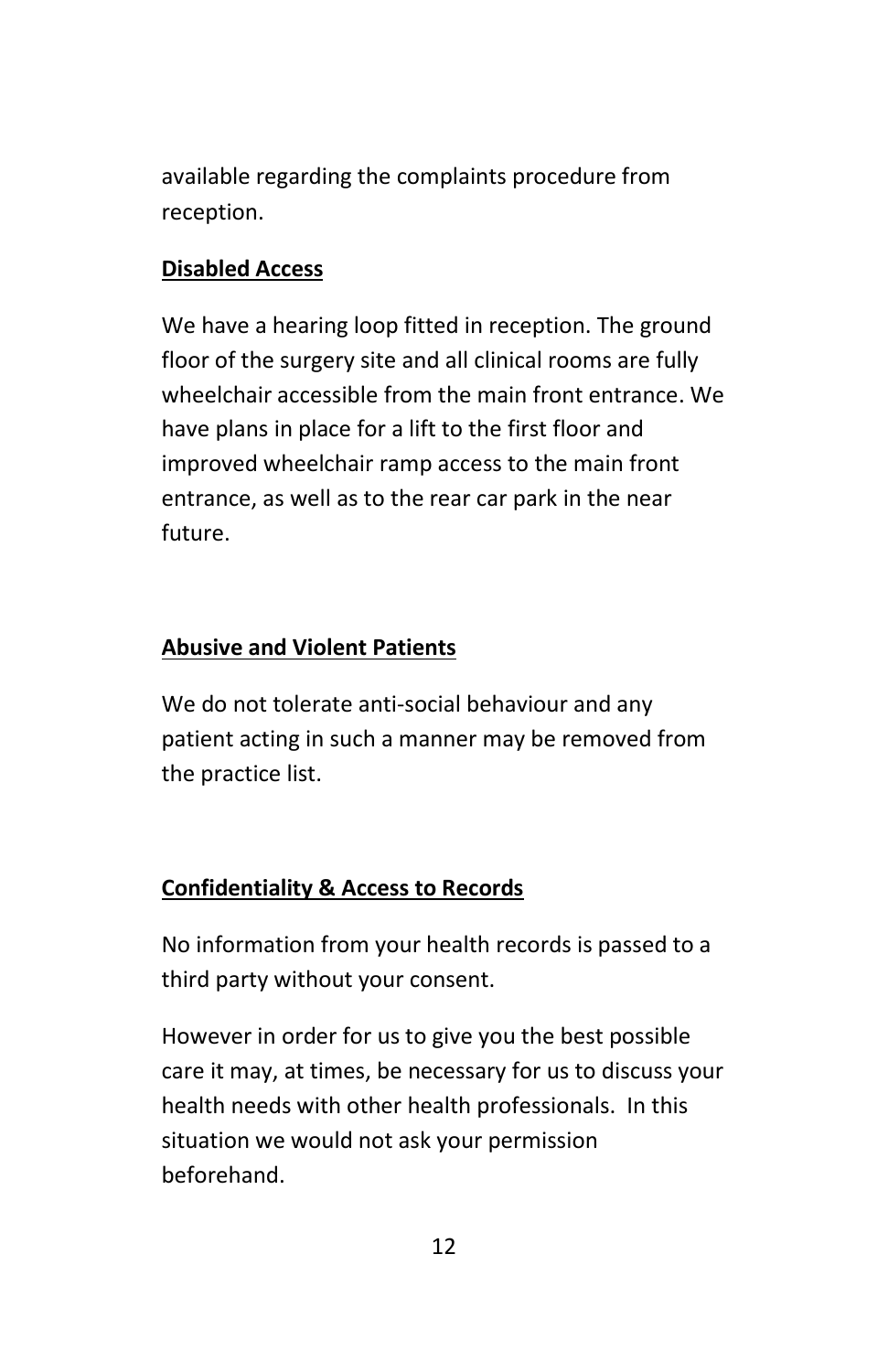available regarding the complaints procedure from reception.

## Disabled Access

We have a hearing loop fitted in reception. The ground floor of the surgery site and all clinical rooms are fully wheelchair accessible from the main front entrance. We have plans in place for a lift to the first floor and improved wheelchair ramp access to the main front entrance, as well as to the rear car park in the near future.

## Abusive and Violent Patients

We do not tolerate anti-social behaviour and any patient acting in such a manner may be removed from the practice list.

## Confidentiality & Access to Records

No information from your health records is passed to a third party without your consent.

However in order for us to give you the best possible care it may, at times, be necessary for us to discuss your health needs with other health professionals. In this situation we would not ask your permission beforehand.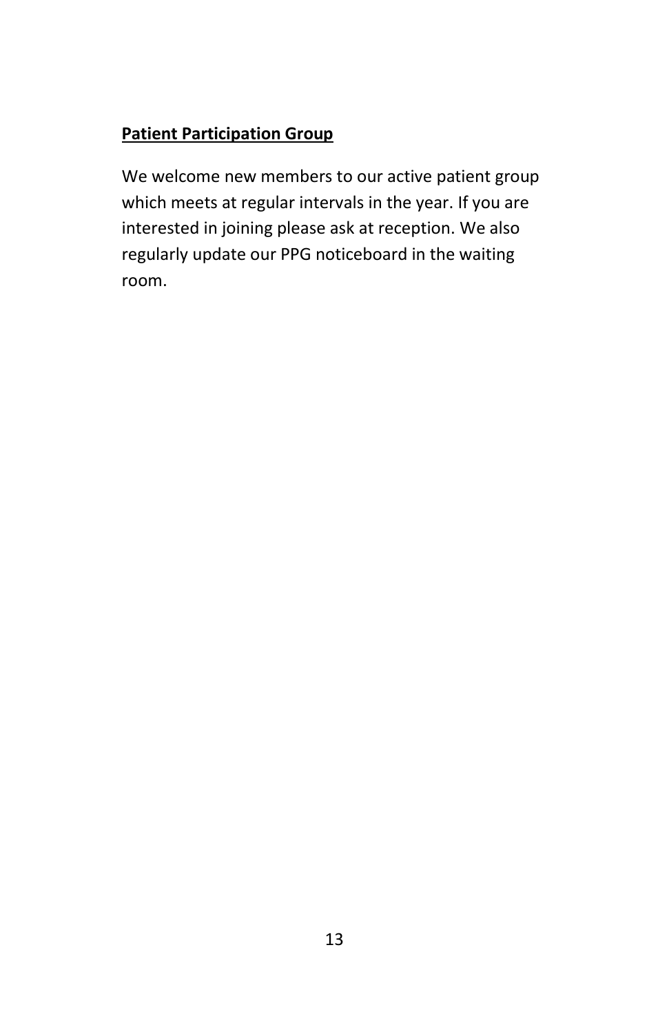## Patient Participation Group

We welcome new members to our active patient group which meets at regular intervals in the year. If you are interested in joining please ask at reception. We also regularly update our PPG noticeboard in the waiting room.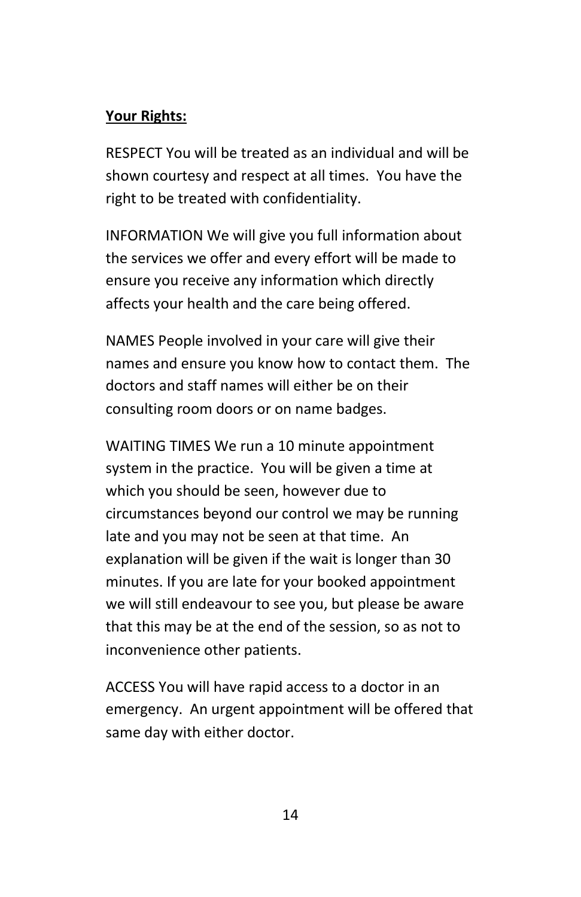**Your Rights:**

RESPECT You will be treated as an individual and will be shown courtesy and respect at all times. You have the right to be treated with confidentiality.

INFORMATION We will give you full information about the services we offer and every effort will be made to ensure you receive any information which directly affects your health and the care being offered.

NAMES People involved in your care will give their names and ensure you know how to contact them. The doctors and staff names will either be on their consulting room doors or on name badges.

WAITING TIMES We run a 10 minute appointment system in the practice. You will be given a time at which you should be seen, however due to circumstances beyond our control we may be running late and you may not be seen at that time. An explanation will be given if the wait is longer than 30 minutes. If you are late for your booked appointment we will still endeavour to see you, but please be aware that this may be at the end of the session, so as not to inconvenience other patients.

ACCESS You will have rapid access to a doctor in an emergency. An urgent appointment will be offered that same day with either doctor.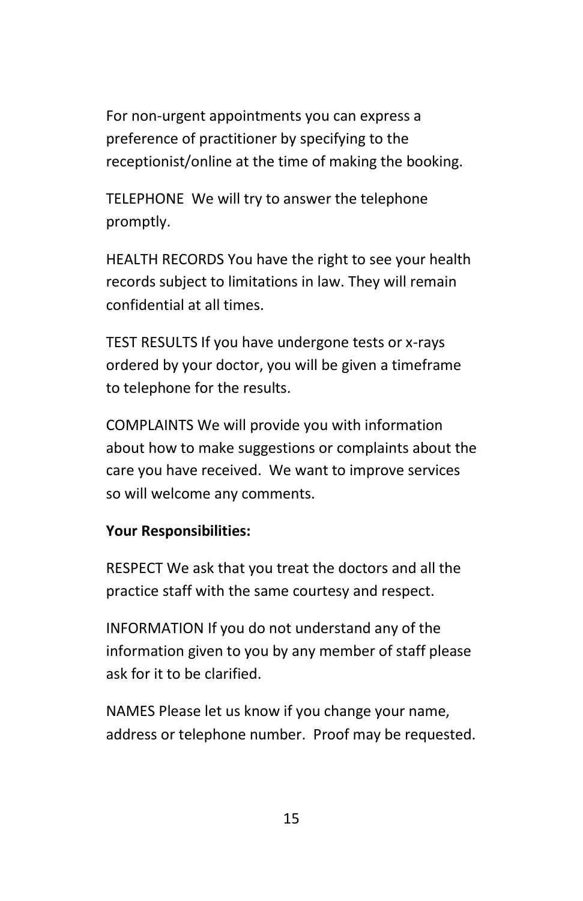For non-urgent appointments you can express a preference of practitioner by specifying to the receptionist/online at the time of making the booking.

TELEPHONE  We will try to answer the telephone promptly.

HEALTH RECORDS You have the right to see your health records subject to limitations in law. They will remain confidential at all times.

TEST RESULTS If you have undergone tests or x-rays ordered by your doctor, you will be given a timeframe to telephone for the results.

COMPLAINTS We will provide you with information about how to make suggestions or complaints about the care you have received.  We want to improve services so will welcome any comments.

**Your Responsibilities:**

RESPECT We ask that you treat the doctors and all the practice staff with the same courtesy and respect.

INFORMATION If you do not understand any of the information given to you by any member of staff please ask for it to be clarified.

NAMES Please let us know if you change your name, address or telephone number.  Proof may be requested.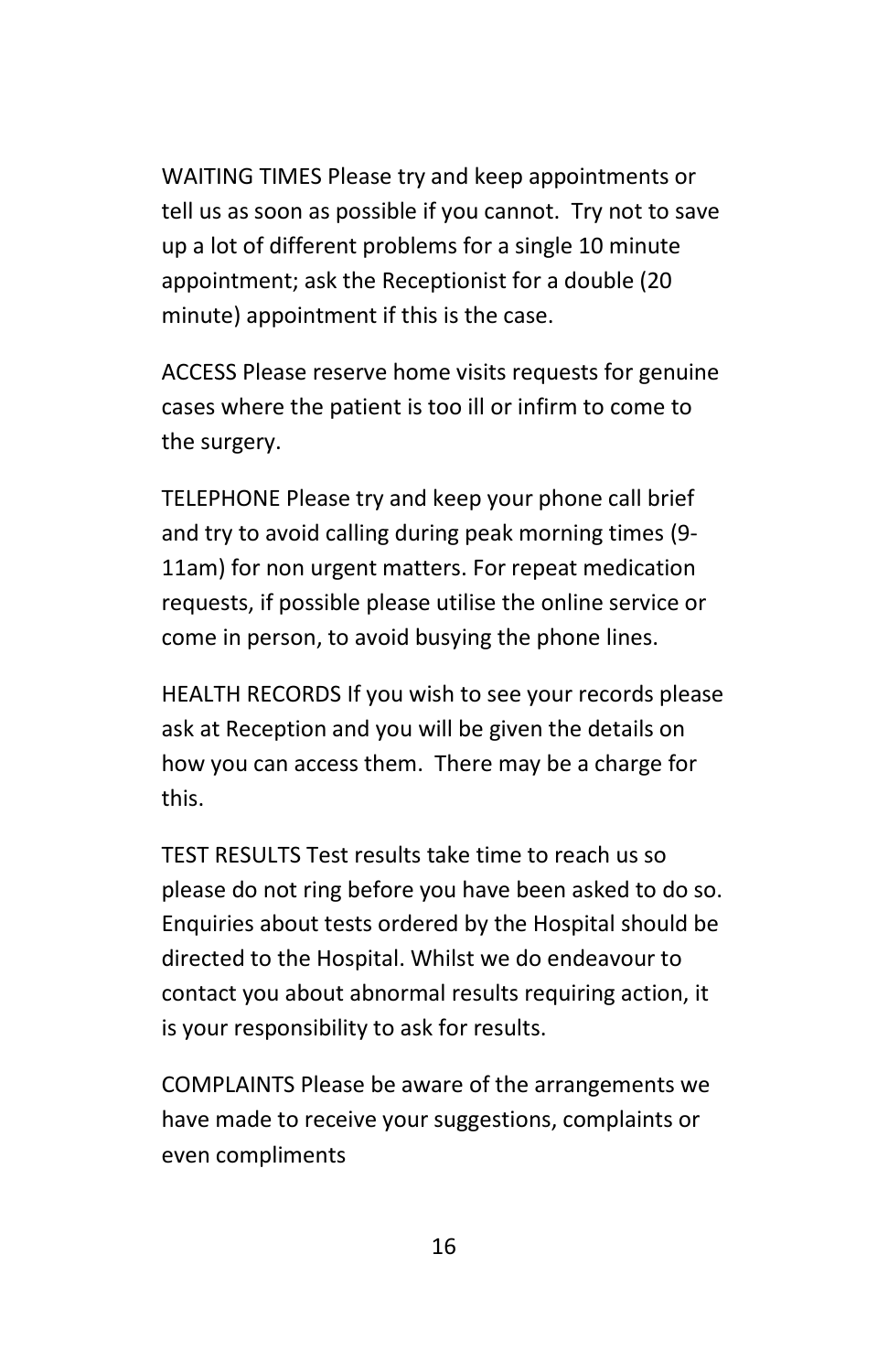WAITING TIMES Please try and keep appointments or tell us as soon as possible if you cannot. Try not to save up a lot of different problems for a single 10 minute appointment; ask the Receptionist for a double (20 minute) appointment if this is the case.

ACCESS Please reserve home visits requests for genuine cases where the patient is too ill or infirm to come to the surgery.

TELEPHONE Please try and keep your phone call brief and try to avoid calling during peak morning times (9-11am) for non urgent matters. For repeat medication requests, if possible please utilise the online service or come in person, to avoid busying the phone lines.

HEALTH RECORDS If you wish to see your records please ask at Reception and you will be given the details on how you can access them. There may be a charge for this.

TEST RESULTS Test results take time to reach us so please do not ring before you have been asked to do so. Enquiries about tests ordered by the Hospital should be directed to the Hospital. Whilst we do endeavour to contact you about abnormal results requiring action, it is your responsibility to ask for results.

COMPLAINTS Please be aware of the arrangements we have made to receive your suggestions, complaints or even compliments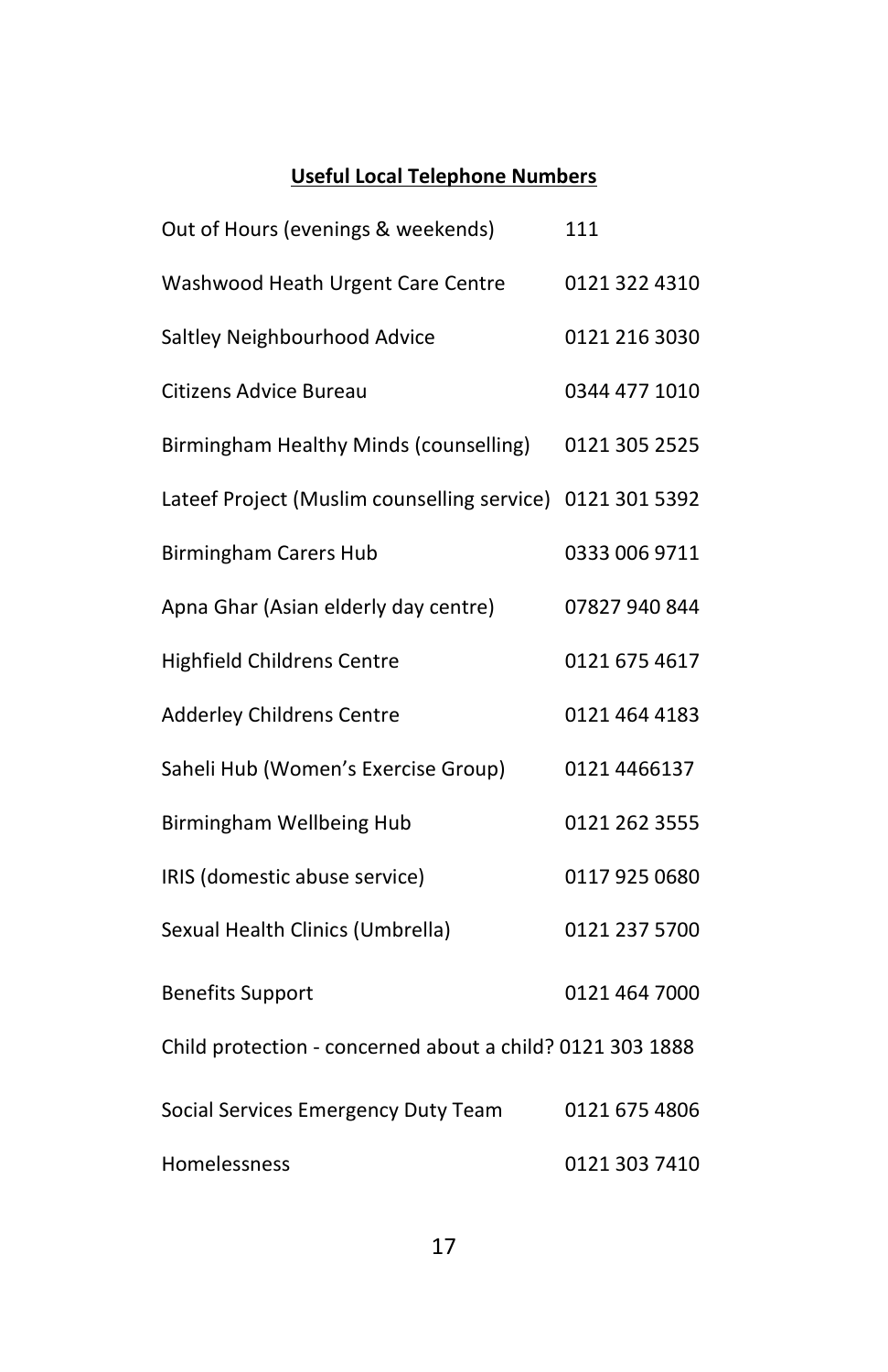## Useful Local Telephone Numbers

| | |
|---|---|
| Out of Hours (evenings & weekends) | 111 |
| Washwood Heath Urgent Care Centre | 0121 322 4310 |
| Saltley Neighbourhood Advice | 0121 216 3030 |
| Citizens Advice Bureau | 0344 477 1010 |
| Birmingham Healthy Minds (counselling) | 0121 305 2525 |
| Lateef Project (Muslim counselling service) | 0121 301 5392 |
| Birmingham Carers Hub | 0333 006 9711 |
| Apna Ghar (Asian elderly day centre) | 07827 940 844 |
| Highfield Childrens Centre | 0121 675 4617 |
| Adderley Childrens Centre | 0121 464 4183 |
| Saheli Hub (Women's Exercise Group) | 0121 4466137 |
| Birmingham Wellbeing Hub | 0121 262 3555 |
| IRIS (domestic abuse service) | 0117 925 0680 |
| Sexual Health Clinics (Umbrella) | 0121 237 5700 |
| Benefits Support | 0121 464 7000 |
| Child protection - concerned about a child? | 0121 303 1888 |
| Social Services Emergency Duty Team | 0121 675 4806 |
| Homelessness | 0121 303 7410 |